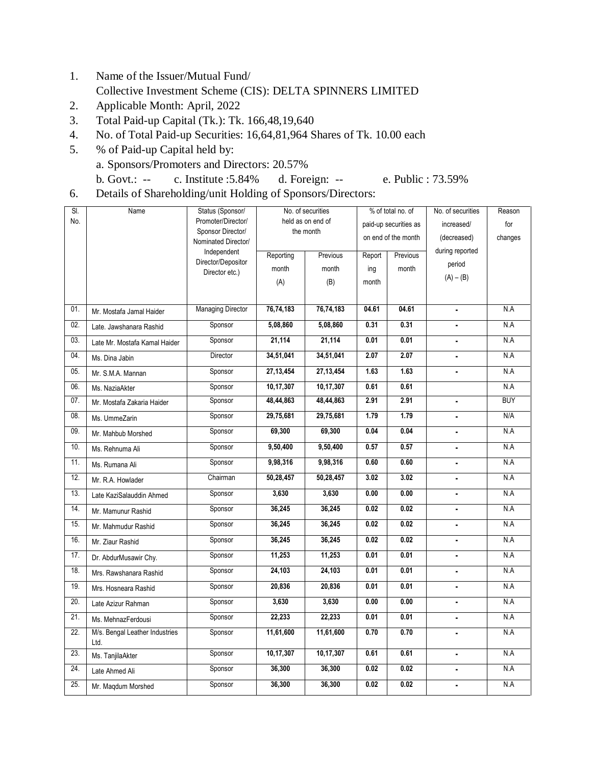1. Name of the Issuer/Mutual Fund/
   Collective Investment Scheme (CIS): DELTA SPINNERS LIMITED
2. Applicable Month: April, 2022
3. Total Paid-up Capital (Tk.): Tk. 166,48,19,640
4. No. of Total Paid-up Securities: 16,64,81,964 Shares of Tk. 10.00 each
5. % of Paid-up Capital held by:
   a. Sponsors/Promoters and Directors: 20.57%
   b. Govt.: --     c. Institute :5.84%     d. Foreign: --     e. Public : 73.59%
6. Details of Shareholding/unit Holding of Sponsors/Directors:

| Sl. No. | Name | Status (Sponsor/ Promoter/Director/ Sponsor Director/ Nominated Director/ Independent Director/Depositor Director etc.) | No. of securities held as on end of the month | | % of total no. of paid-up securities as on end of the month | | No. of securities increased/ (decreased) during reported period (A) – (B) | Reason for changes |
|---|---|---|---|---|---|---|---|---|
| | | | Reporting month (A) | Previous month (B) | Reporting month | Previous month | | |
| 01. | Mr. Mostafa Jamal Haider | Managing Director | 76,74,183 | 76,74,183 | 04.61 | 04.61 | - | N.A |
| 02. | Late. Jawshanara Rashid | Sponsor | 5,08,860 | 5,08,860 | 0.31 | 0.31 | - | N.A |
| 03. | Late Mr. Mostafa Kamal Haider | Sponsor | 21,114 | 21,114 | 0.01 | 0.01 | - | N.A |
| 04. | Ms. Dina Jabin | Director | 34,51,041 | 34,51,041 | 2.07 | 2.07 | - | N.A |
| 05. | Mr. S.M.A. Mannan | Sponsor | 27,13,454 | 27,13,454 | 1.63 | 1.63 | - | N.A |
| 06. | Ms. NaziaAkter | Sponsor | 10,17,307 | 10,17,307 | 0.61 | 0.61 | | N.A |
| 07. | Mr. Mostafa Zakaria Haider | Sponsor | 48,44,863 | 48,44,863 | 2.91 | 2.91 | - | BUY |
| 08. | Ms. UmmeZarin | Sponsor | 29,75,681 | 29,75,681 | 1.79 | 1.79 | - | N/A |
| 09. | Mr. Mahbub Morshed | Sponsor | 69,300 | 69,300 | 0.04 | 0.04 | - | N.A |
| 10. | Ms. Rehnuma Ali | Sponsor | 9,50,400 | 9,50,400 | 0.57 | 0.57 | - | N.A |
| 11. | Ms. Rumana Ali | Sponsor | 9,98,316 | 9,98,316 | 0.60 | 0.60 | - | N.A |
| 12. | Mr. R.A. Howlader | Chairman | 50,28,457 | 50,28,457 | 3.02 | 3.02 | - | N.A |
| 13. | Late KaziSalauddin Ahmed | Sponsor | 3,630 | 3,630 | 0.00 | 0.00 | - | N.A |
| 14. | Mr. Mamunur Rashid | Sponsor | 36,245 | 36,245 | 0.02 | 0.02 | - | N.A |
| 15. | Mr. Mahmudur Rashid | Sponsor | 36,245 | 36,245 | 0.02 | 0.02 | - | N.A |
| 16. | Mr. Ziaur Rashid | Sponsor | 36,245 | 36,245 | 0.02 | 0.02 | - | N.A |
| 17. | Dr. AbdurMusawir Chy. | Sponsor | 11,253 | 11,253 | 0.01 | 0.01 | - | N.A |
| 18. | Mrs. Rawshanara Rashid | Sponsor | 24,103 | 24,103 | 0.01 | 0.01 | - | N.A |
| 19. | Mrs. Hosneara Rashid | Sponsor | 20,836 | 20,836 | 0.01 | 0.01 | - | N.A |
| 20. | Late Azizur Rahman | Sponsor | 3,630 | 3,630 | 0.00 | 0.00 | - | N.A |
| 21. | Ms. MehnazFerdousi | Sponsor | 22,233 | 22,233 | 0.01 | 0.01 | - | N.A |
| 22. | M/s. Bengal Leather Industries Ltd. | Sponsor | 11,61,600 | 11,61,600 | 0.70 | 0.70 | - | N.A |
| 23. | Ms. TanjilaAkter | Sponsor | 10,17,307 | 10,17,307 | 0.61 | 0.61 | - | N.A |
| 24. | Late Ahmed Ali | Sponsor | 36,300 | 36,300 | 0.02 | 0.02 | - | N.A |
| 25. | Mr. Maqdum Morshed | Sponsor | 36,300 | 36,300 | 0.02 | 0.02 | - | N.A |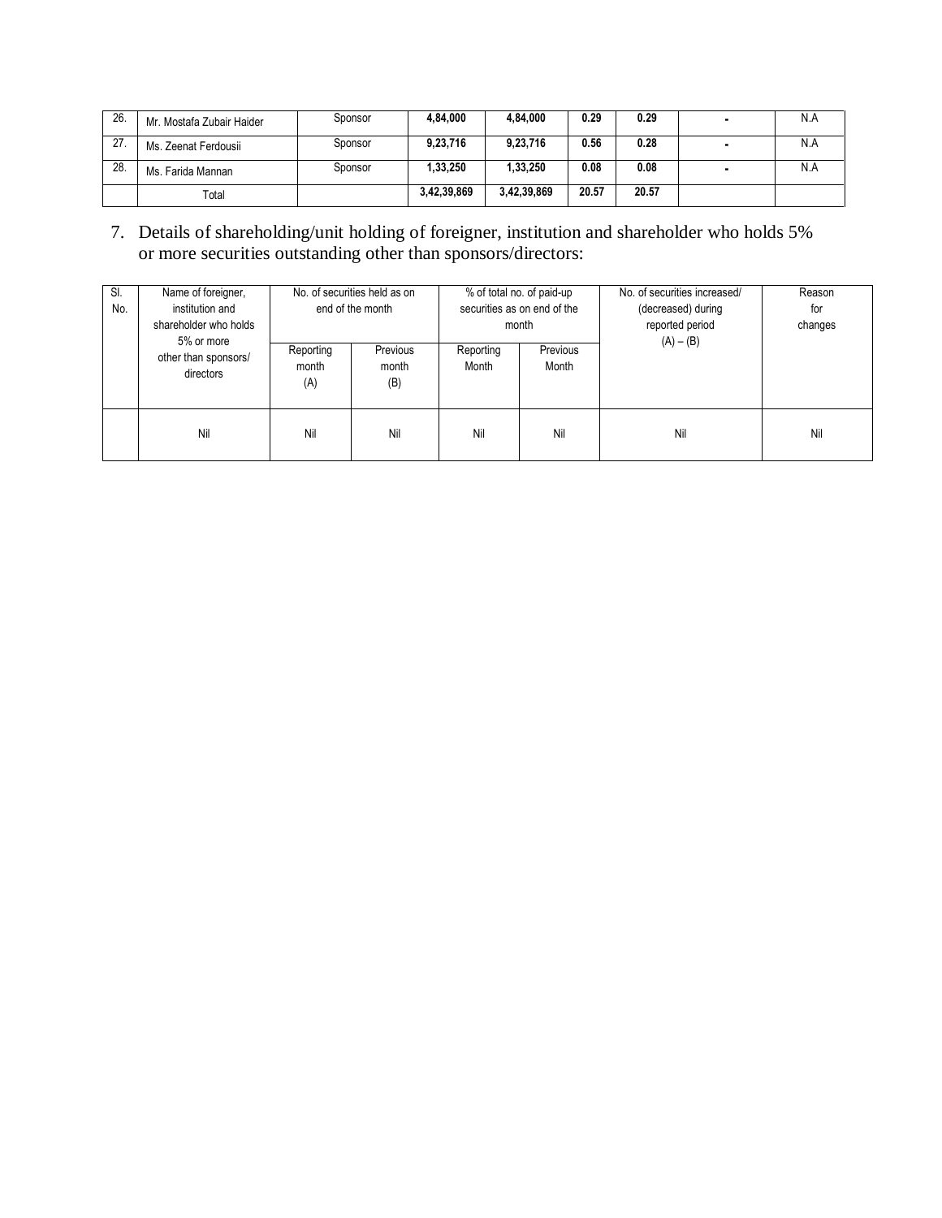| | | | | | | | | |
|---|---|---|---|---|---|---|---|---|
| 26. | Mr. Mostafa Zubair Haider | Sponsor | **4,84,000** | **4,84,000** | **0.29** | **0.29** | - | N.A |
| 27. | Ms. Zeenat Ferdousii | Sponsor | **9,23,716** | **9,23,716** | **0.56** | **0.28** | - | N.A |
| 28. | Ms. Farida Mannan | Sponsor | **1,33,250** | **1,33,250** | **0.08** | **0.08** | - | N.A |
| | Total | | **3,42,39,869** | **3,42,39,869** | **20.57** | **20.57** | | |

7. Details of shareholding/unit holding of foreigner, institution and shareholder who holds 5% or more securities outstanding other than sponsors/directors:

| Sl. No. | Name of foreigner, institution and shareholder who holds 5% or more other than sponsors/ directors | No. of securities held as on end of the month | | % of total no. of paid-up securities as on end of the month | | No. of securities increased/ (decreased) during reported period (A) – (B) | Reason for changes |
|---|---|---|---|---|---|---|---|
| | | Reporting month (A) | Previous month (B) | Reporting Month | Previous Month | | |
| | Nil | Nil | Nil | Nil | Nil | Nil | Nil |